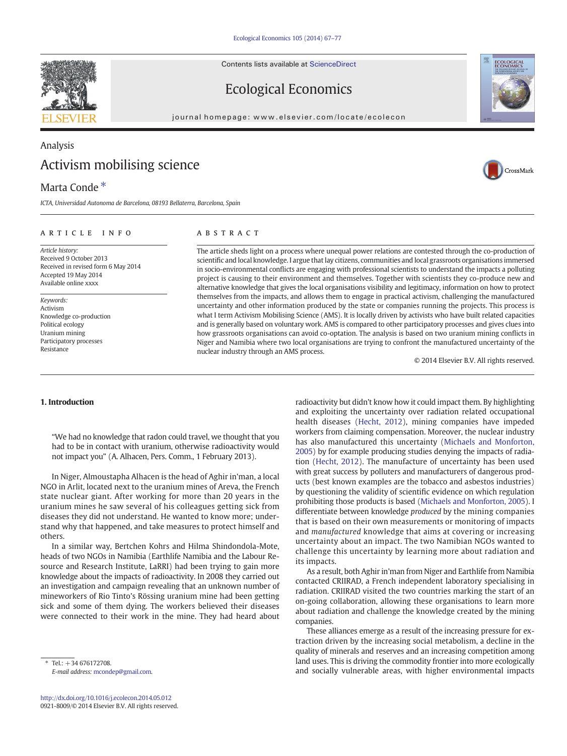Analysis

# Activism mobilising science

Marta Conde *

ICTA, Universidad Autonoma de Barcelona, 08193 Bellaterra, Barcelona, Spain

**ARTICLE INFO**

*Article history:*
Received 9 October 2013
Received in revised form 6 May 2014
Accepted 19 May 2014
Available online xxxx

*Keywords:*
Activism
Knowledge co-production
Political ecology
Uranium mining
Participatory processes
Resistance

**ABSTRACT**

The article sheds light on a process where unequal power relations are contested through the co-production of scientific and local knowledge. I argue that lay citizens, communities and local grassroots organisations immersed in socio-environmental conflicts are engaging with professional scientists to understand the impacts a polluting project is causing to their environment and themselves. Together with scientists they co-produce new and alternative knowledge that gives the local organisations visibility and legitimacy, information on how to protect themselves from the impacts, and allows them to engage in practical activism, challenging the manufactured uncertainty and other information produced by the state or companies running the projects. This process is what I term Activism Mobilising Science (AMS). It is locally driven by activists who have built related capacities and is generally based on voluntary work. AMS is compared to other participatory processes and gives clues into how grassroots organisations can avoid co-optation. The analysis is based on two uranium mining conflicts in Niger and Namibia where two local organisations are trying to confront the manufactured uncertainty of the nuclear industry through an AMS process.

© 2014 Elsevier B.V. All rights reserved.

## 1. Introduction

> "We had no knowledge that radon could travel, we thought that you had to be in contact with uranium, otherwise radioactivity would not impact you" (A. Alhacen, Pers. Comm., 1 February 2013).

In Niger, Almoustapha Alhacen is the head of Aghir in'man, a local NGO in Arlit, located next to the uranium mines of Areva, the French state nuclear giant. After working for more than 20 years in the uranium mines he saw several of his colleagues getting sick from diseases they did not understand. He wanted to know more; understand why that happened, and take measures to protect himself and others.

In a similar way, Bertchen Kohrs and Hilma Shindondola-Mote, heads of two NGOs in Namibia (Earthlife Namibia and the Labour Resource and Research Institute, LaRRI) had been trying to gain more knowledge about the impacts of radioactivity. In 2008 they carried out an investigation and campaign revealing that an unknown number of mineworkers of Rio Tinto's Rössing uranium mine had been getting sick and some of them dying. The workers believed their diseases were connected to their work in the mine. They had heard about radioactivity but didn't know how it could impact them. By highlighting and exploiting the uncertainty over radiation related occupational health diseases (Hecht, 2012), mining companies have impeded workers from claiming compensation. Moreover, the nuclear industry has also manufactured this uncertainty (Michaels and Monforton, 2005) by for example producing studies denying the impacts of radiation (Hecht, 2012). The manufacture of uncertainty has been used with great success by polluters and manufacturers of dangerous products (best known examples are the tobacco and asbestos industries) by questioning the validity of scientific evidence on which regulation prohibiting those products is based (Michaels and Monforton, 2005). I differentiate between knowledge *produced* by the mining companies that is based on their own measurements or monitoring of impacts and *manufactured* knowledge that aims at covering or increasing uncertainty about an impact. The two Namibian NGOs wanted to challenge this uncertainty by learning more about radiation and its impacts.

As a result, both Aghir in'man from Niger and Earthlife from Namibia contacted CRIIRAD, a French independent laboratory specialising in radiation. CRIIRAD visited the two countries marking the start of an on-going collaboration, allowing these organisations to learn more about radiation and challenge the knowledge created by the mining companies.

These alliances emerge as a result of the increasing pressure for extraction driven by the increasing social metabolism, a decline in the quality of minerals and reserves and an increasing competition among land uses. This is driving the commodity frontier into more ecologically and socially vulnerable areas, with higher environmental impacts

---

* Tel.: +34 676172708.
*E-mail address:* mcondep@gmail.com.

http://dx.doi.org/10.1016/j.ecolecon.2014.05.012
0921-8009/© 2014 Elsevier B.V. All rights reserved.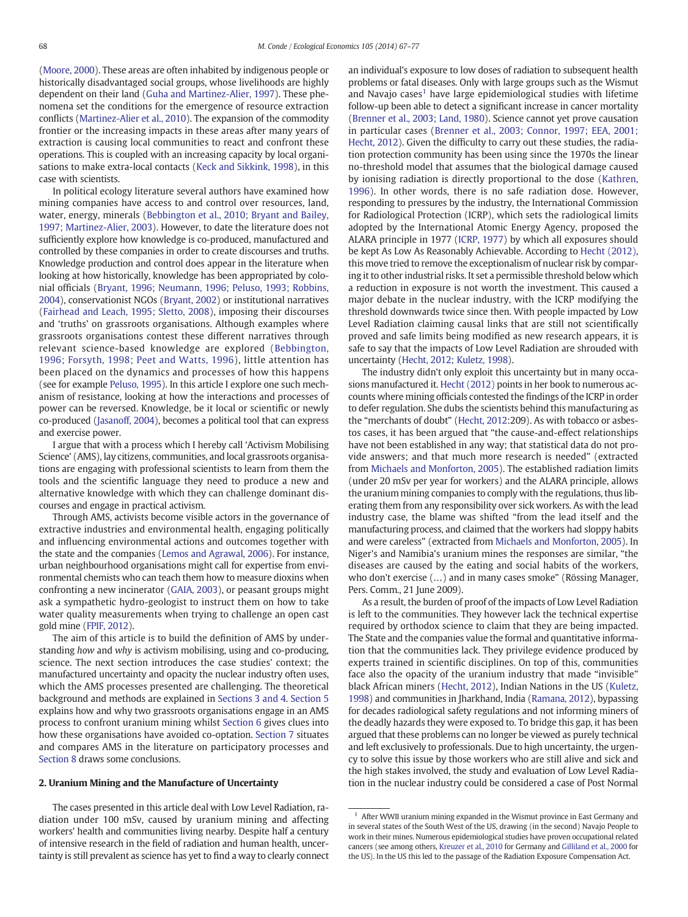(Moore, 2000). These areas are often inhabited by indigenous people or historically disadvantaged social groups, whose livelihoods are highly dependent on their land (Guha and Martinez-Alier, 1997). These phenomena set the conditions for the emergence of resource extraction conflicts (Martinez-Alier et al., 2010). The expansion of the commodity frontier or the increasing impacts in these areas after many years of extraction is causing local communities to react and confront these operations. This is coupled with an increasing capacity by local organisations to make extra-local contacts (Keck and Sikkink, 1998), in this case with scientists.

In political ecology literature several authors have examined how mining companies have access to and control over resources, land, water, energy, minerals (Bebbington et al., 2010; Bryant and Bailey, 1997; Martinez-Alier, 2003). However, to date the literature does not sufficiently explore how knowledge is co-produced, manufactured and controlled by these companies in order to create discourses and truths. Knowledge production and control does appear in the literature when looking at how historically, knowledge has been appropriated by colonial officials (Bryant, 1996; Neumann, 1996; Peluso, 1993; Robbins, 2004), conservationist NGOs (Bryant, 2002) or institutional narratives (Fairhead and Leach, 1995; Sletto, 2008), imposing their discourses and 'truths' on grassroots organisations. Although examples where grassroots organisations contest these different narratives through relevant science-based knowledge are explored (Bebbington, 1996; Forsyth, 1998; Peet and Watts, 1996), little attention has been placed on the dynamics and processes of how this happens (see for example Peluso, 1995). In this article I explore one such mechanism of resistance, looking at how the interactions and processes of power can be reversed. Knowledge, be it local or scientific or newly co-produced (Jasanoff, 2004), becomes a political tool that can express and exercise power.

I argue that with a process which I hereby call 'Activism Mobilising Science' (AMS), lay citizens, communities, and local grassroots organisations are engaging with professional scientists to learn from them the tools and the scientific language they need to produce a new and alternative knowledge with which they can challenge dominant discourses and engage in practical activism.

Through AMS, activists become visible actors in the governance of extractive industries and environmental health, engaging politically and influencing environmental actions and outcomes together with the state and the companies (Lemos and Agrawal, 2006). For instance, urban neighbourhood organisations might call for expertise from environmental chemists who can teach them how to measure dioxins when confronting a new incinerator (GAIA, 2003), or peasant groups might ask a sympathetic hydro-geologist to instruct them on how to take water quality measurements when trying to challenge an open cast gold mine (FPIF, 2012).

The aim of this article is to build the definition of AMS by understanding *how* and *why* is activism mobilising, using and co-producing, science. The next section introduces the case studies' context; the manufactured uncertainty and opacity the nuclear industry often uses, which the AMS processes presented are challenging. The theoretical background and methods are explained in Sections 3 and 4. Section 5 explains how and why two grassroots organisations engage in an AMS process to confront uranium mining whilst Section 6 gives clues into how these organisations have avoided co-optation. Section 7 situates and compares AMS in the literature on participatory processes and Section 8 draws some conclusions.

## 2. Uranium Mining and the Manufacture of Uncertainty

The cases presented in this article deal with Low Level Radiation, radiation under 100 mSv, caused by uranium mining and affecting workers' health and communities living nearby. Despite half a century of intensive research in the field of radiation and human health, uncertainty is still prevalent as science has yet to find a way to clearly connect an individual's exposure to low doses of radiation to subsequent health problems or fatal diseases. Only with large groups such as the Wismut and Navajo cases[1] have large epidemiological studies with lifetime follow-up been able to detect a significant increase in cancer mortality (Brenner et al., 2003; Land, 1980). Science cannot yet prove causation in particular cases (Brenner et al., 2003; Connor, 1997; EEA, 2001; Hecht, 2012). Given the difficulty to carry out these studies, the radiation protection community has been using since the 1970s the linear no-threshold model that assumes that the biological damage caused by ionising radiation is directly proportional to the dose (Kathren, 1996). In other words, there is no safe radiation dose. However, responding to pressures by the industry, the International Commission for Radiological Protection (ICRP), which sets the radiological limits adopted by the International Atomic Energy Agency, proposed the ALARA principle in 1977 (ICRP, 1977) by which all exposures should be kept As Low As Reasonably Achievable. According to Hecht (2012), this move tried to remove the exceptionalism of nuclear risk by comparing it to other industrial risks. It set a permissible threshold below which a reduction in exposure is not worth the investment. This caused a major debate in the nuclear industry, with the ICRP modifying the threshold downwards twice since then. With people impacted by Low Level Radiation claiming causal links that are still not scientifically proved and safe limits being modified as new research appears, it is safe to say that the impacts of Low Level Radiation are shrouded with uncertainty (Hecht, 2012; Kuletz, 1998).

The industry didn't only exploit this uncertainty but in many occasions manufactured it. Hecht (2012) points in her book to numerous accounts where mining officials contested the findings of the ICRP in order to defer regulation. She dubs the scientists behind this manufacturing as the "merchants of doubt" (Hecht, 2012:209). As with tobacco or asbestos cases, it has been argued that "the cause-and-effect relationships have not been established in any way; that statistical data do not provide answers; and that much more research is needed" (extracted from Michaels and Monforton, 2005). The established radiation limits (under 20 mSv per year for workers) and the ALARA principle, allows the uranium mining companies to comply with the regulations, thus liberating them from any responsibility over sick workers. As with the lead industry case, the blame was shifted "from the lead itself and the manufacturing process, and claimed that the workers had sloppy habits and were careless" (extracted from Michaels and Monforton, 2005). In Niger's and Namibia's uranium mines the responses are similar, "the diseases are caused by the eating and social habits of the workers, who don't exercise (…) and in many cases smoke" (Rössing Manager, Pers. Comm., 21 June 2009).

As a result, the burden of proof of the impacts of Low Level Radiation is left to the communities. They however lack the technical expertise required by orthodox science to claim that they are being impacted. The State and the companies value the formal and quantitative information that the communities lack. They privilege evidence produced by experts trained in scientific disciplines. On top of this, communities face also the opacity of the uranium industry that made "invisible" black African miners (Hecht, 2012), Indian Nations in the US (Kuletz, 1998) and communities in Jharkhand, India (Ramana, 2012), bypassing for decades radiological safety regulations and not informing miners of the deadly hazards they were exposed to. To bridge this gap, it has been argued that these problems can no longer be viewed as purely technical and left exclusively to professionals. Due to high uncertainty, the urgency to solve this issue by those workers who are still alive and sick and the high stakes involved, the study and evaluation of Low Level Radiation in the nuclear industry could be considered a case of Post Normal

[1] After WWII uranium mining expanded in the Wismut province in East Germany and in several states of the South West of the US, drawing (in the second) Navajo People to work in their mines. Numerous epidemiological studies have proven occupational related cancers (see among others, Kreuzer et al., 2010 for Germany and Gilliland et al., 2000 for the US). In the US this led to the passage of the Radiation Exposure Compensation Act.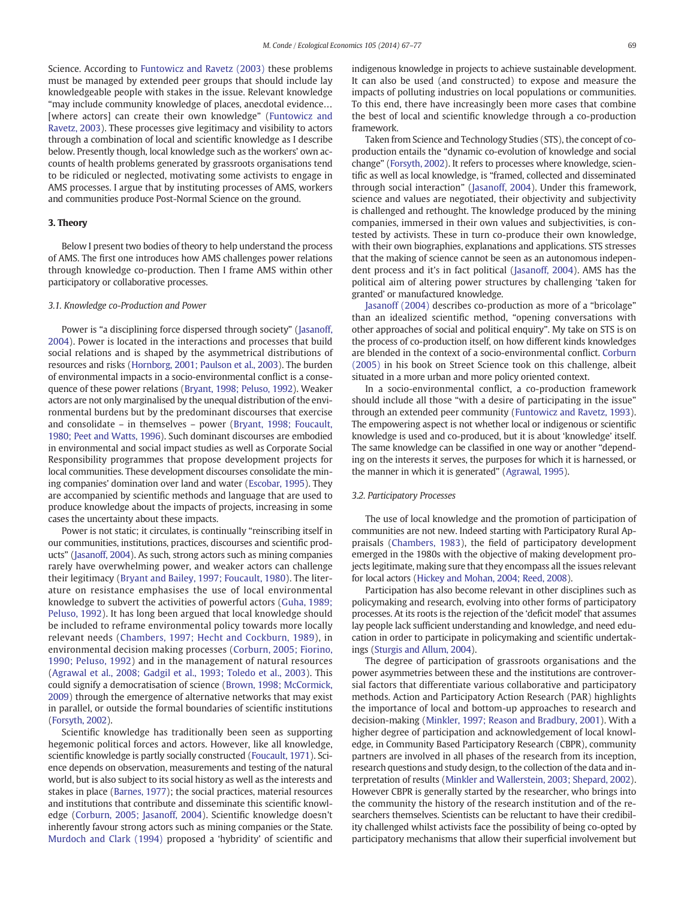Science. According to Funtowicz and Ravetz (2003) these problems must be managed by extended peer groups that should include lay knowledgeable people with stakes in the issue. Relevant knowledge "may include community knowledge of places, anecdotal evidence… [where actors] can create their own knowledge" (Funtowicz and Ravetz, 2003). These processes give legitimacy and visibility to actors through a combination of local and scientific knowledge as I describe below. Presently though, local knowledge such as the workers' own accounts of health problems generated by grassroots organisations tend to be ridiculed or neglected, motivating some activists to engage in AMS processes. I argue that by instituting processes of AMS, workers and communities produce Post-Normal Science on the ground.

### 3. Theory

Below I present two bodies of theory to help understand the process of AMS. The first one introduces how AMS challenges power relations through knowledge co-production. Then I frame AMS within other participatory or collaborative processes.

#### 3.1. Knowledge co-Production and Power

Power is "a disciplining force dispersed through society" (Jasanoff, 2004). Power is located in the interactions and processes that build social relations and is shaped by the asymmetrical distributions of resources and risks (Hornborg, 2001; Paulson et al., 2003). The burden of environmental impacts in a socio-environmental conflict is a consequence of these power relations (Bryant, 1998; Peluso, 1992). Weaker actors are not only marginalised by the unequal distribution of the environmental burdens but by the predominant discourses that exercise and consolidate – in themselves – power (Bryant, 1998; Foucault, 1980; Peet and Watts, 1996). Such dominant discourses are embodied in environmental and social impact studies as well as Corporate Social Responsibility programmes that propose development projects for local communities. These development discourses consolidate the mining companies' domination over land and water (Escobar, 1995). They are accompanied by scientific methods and language that are used to produce knowledge about the impacts of projects, increasing in some cases the uncertainty about these impacts.

Power is not static; it circulates, is continually "reinscribing itself in our communities, institutions, practices, discourses and scientific products" (Jasanoff, 2004). As such, strong actors such as mining companies rarely have overwhelming power, and weaker actors can challenge their legitimacy (Bryant and Bailey, 1997; Foucault, 1980). The literature on resistance emphasises the use of local environmental knowledge to subvert the activities of powerful actors (Guha, 1989; Peluso, 1992). It has long been argued that local knowledge should be included to reframe environmental policy towards more locally relevant needs (Chambers, 1997; Hecht and Cockburn, 1989), in environmental decision making processes (Corburn, 2005; Fiorino, 1990; Peluso, 1992) and in the management of natural resources (Agrawal et al., 2008; Gadgil et al., 1993; Toledo et al., 2003). This could signify a democratisation of science (Brown, 1998; McCormick, 2009) through the emergence of alternative networks that may exist in parallel, or outside the formal boundaries of scientific institutions (Forsyth, 2002).

Scientific knowledge has traditionally been seen as supporting hegemonic political forces and actors. However, like all knowledge, scientific knowledge is partly socially constructed (Foucault, 1971). Science depends on observation, measurements and testing of the natural world, but is also subject to its social history as well as the interests and stakes in place (Barnes, 1977); the social practices, material resources and institutions that contribute and disseminate this scientific knowledge (Corburn, 2005; Jasanoff, 2004). Scientific knowledge doesn't inherently favour strong actors such as mining companies or the State. Murdoch and Clark (1994) proposed a 'hybridity' of scientific and indigenous knowledge in projects to achieve sustainable development. It can also be used (and constructed) to expose and measure the impacts of polluting industries on local populations or communities. To this end, there have increasingly been more cases that combine the best of local and scientific knowledge through a co-production framework.

Taken from Science and Technology Studies (STS), the concept of co-production entails the "dynamic co-evolution of knowledge and social change" (Forsyth, 2002). It refers to processes where knowledge, scientific as well as local knowledge, is "framed, collected and disseminated through social interaction" (Jasanoff, 2004). Under this framework, science and values are negotiated, their objectivity and subjectivity is challenged and rethought. The knowledge produced by the mining companies, immersed in their own values and subjectivities, is contested by activists. These in turn co-produce their own knowledge, with their own biographies, explanations and applications. STS stresses that the making of science cannot be seen as an autonomous independent process and it's in fact political (Jasanoff, 2004). AMS has the political aim of altering power structures by challenging 'taken for granted' or manufactured knowledge.

Jasanoff (2004) describes co-production as more of a "bricolage" than an idealized scientific method, "opening conversations with other approaches of social and political enquiry". My take on STS is on the process of co-production itself, on how different kinds knowledges are blended in the context of a socio-environmental conflict. Corburn (2005) in his book on Street Science took on this challenge, albeit situated in a more urban and more policy oriented context.

In a socio-environmental conflict, a co-production framework should include all those "with a desire of participating in the issue" through an extended peer community (Funtowicz and Ravetz, 1993). The empowering aspect is not whether local or indigenous or scientific knowledge is used and co-produced, but it is about 'knowledge' itself. The same knowledge can be classified in one way or another "depending on the interests it serves, the purposes for which it is harnessed, or the manner in which it is generated" (Agrawal, 1995).

#### 3.2. Participatory Processes

The use of local knowledge and the promotion of participation of communities are not new. Indeed starting with Participatory Rural Appraisals (Chambers, 1983), the field of participatory development emerged in the 1980s with the objective of making development projects legitimate, making sure that they encompass all the issues relevant for local actors (Hickey and Mohan, 2004; Reed, 2008).

Participation has also become relevant in other disciplines such as policymaking and research, evolving into other forms of participatory processes. At its roots is the rejection of the 'deficit model' that assumes lay people lack sufficient understanding and knowledge, and need education in order to participate in policymaking and scientific undertakings (Sturgis and Allum, 2004).

The degree of participation of grassroots organisations and the power asymmetries between these and the institutions are controversial factors that differentiate various collaborative and participatory methods. Action and Participatory Action Research (PAR) highlights the importance of local and bottom-up approaches to research and decision-making (Minkler, 1997; Reason and Bradbury, 2001). With a higher degree of participation and acknowledgement of local knowledge, in Community Based Participatory Research (CBPR), community partners are involved in all phases of the research from its inception, research questions and study design, to the collection of the data and interpretation of results (Minkler and Wallerstein, 2003; Shepard, 2002). However CBPR is generally started by the researcher, who brings into the community the history of the research institution and of the researchers themselves. Scientists can be reluctant to have their credibility challenged whilst activists face the possibility of being co-opted by participatory mechanisms that allow their superficial involvement but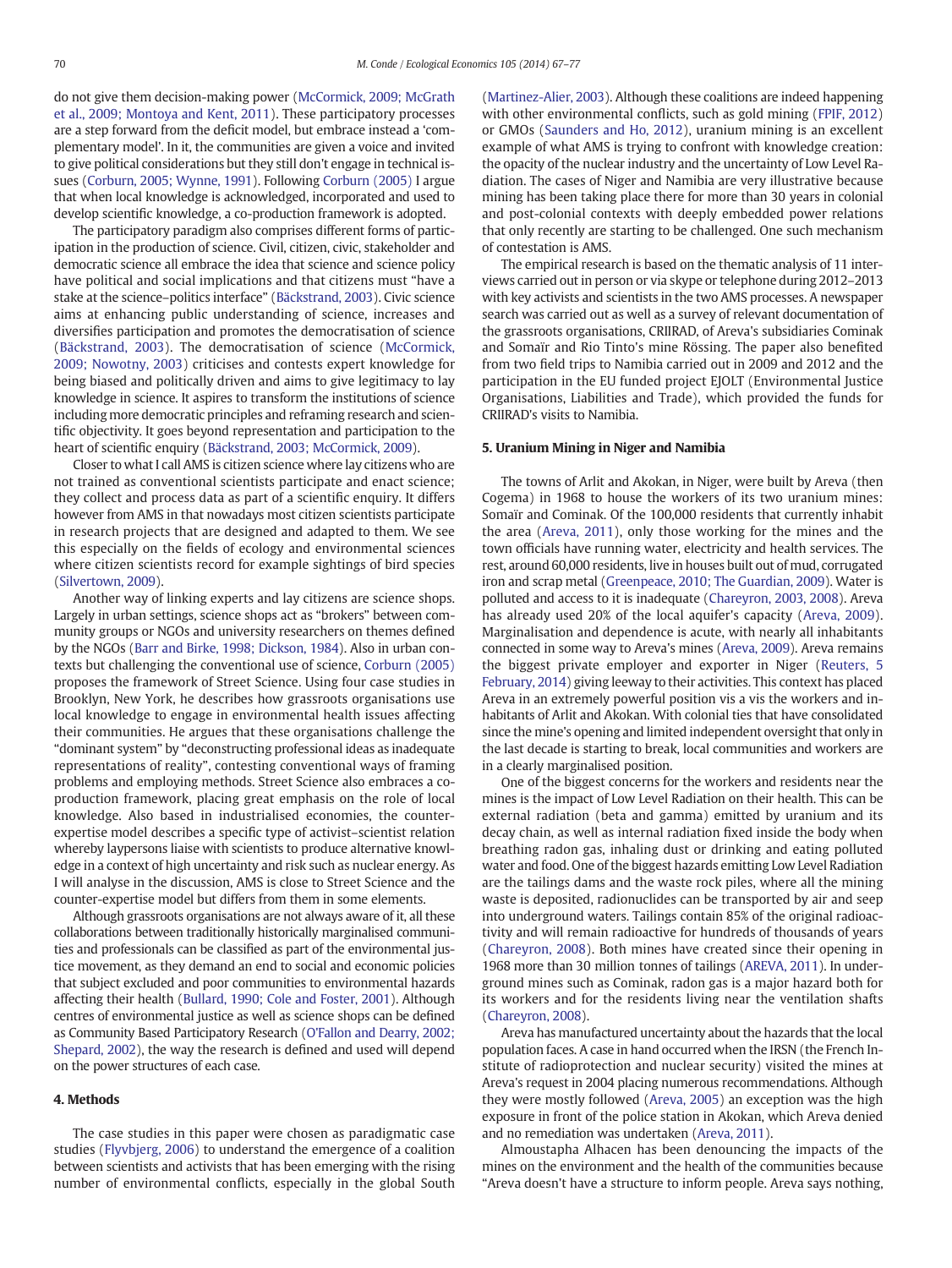do not give them decision-making power (McCormick, 2009; McGrath et al., 2009; Montoya and Kent, 2011). These participatory processes are a step forward from the deficit model, but embrace instead a 'complementary model'. In it, the communities are given a voice and invited to give political considerations but they still don't engage in technical issues (Corburn, 2005; Wynne, 1991). Following Corburn (2005) I argue that when local knowledge is acknowledged, incorporated and used to develop scientific knowledge, a co-production framework is adopted.

The participatory paradigm also comprises different forms of participation in the production of science. Civil, citizen, civic, stakeholder and democratic science all embrace the idea that science and science policy have political and social implications and that citizens must "have a stake at the science–politics interface" (Bäckstrand, 2003). Civic science aims at enhancing public understanding of science, increases and diversifies participation and promotes the democratisation of science (Bäckstrand, 2003). The democratisation of science (McCormick, 2009; Nowotny, 2003) criticises and contests expert knowledge for being biased and politically driven and aims to give legitimacy to lay knowledge in science. It aspires to transform the institutions of science including more democratic principles and reframing research and scientific objectivity. It goes beyond representation and participation to the heart of scientific enquiry (Bäckstrand, 2003; McCormick, 2009).

Closer to what I call AMS is citizen science where lay citizens who are not trained as conventional scientists participate and enact science; they collect and process data as part of a scientific enquiry. It differs however from AMS in that nowadays most citizen scientists participate in research projects that are designed and adapted to them. We see this especially on the fields of ecology and environmental sciences where citizen scientists record for example sightings of bird species (Silvertown, 2009).

Another way of linking experts and lay citizens are science shops. Largely in urban settings, science shops act as "brokers" between community groups or NGOs and university researchers on themes defined by the NGOs (Barr and Birke, 1998; Dickson, 1984). Also in urban contexts but challenging the conventional use of science, Corburn (2005) proposes the framework of Street Science. Using four case studies in Brooklyn, New York, he describes how grassroots organisations use local knowledge to engage in environmental health issues affecting their communities. He argues that these organisations challenge the "dominant system" by "deconstructing professional ideas as inadequate representations of reality", contesting conventional ways of framing problems and employing methods. Street Science also embraces a co-production framework, placing great emphasis on the role of local knowledge. Also based in industrialised economies, the counter-expertise model describes a specific type of activist–scientist relation whereby laypersons liaise with scientists to produce alternative knowledge in a context of high uncertainty and risk such as nuclear energy. As I will analyse in the discussion, AMS is close to Street Science and the counter-expertise model but differs from them in some elements.

Although grassroots organisations are not always aware of it, all these collaborations between traditionally historically marginalised communities and professionals can be classified as part of the environmental justice movement, as they demand an end to social and economic policies that subject excluded and poor communities to environmental hazards affecting their health (Bullard, 1990; Cole and Foster, 2001). Although centres of environmental justice as well as science shops can be defined as Community Based Participatory Research (O'Fallon and Dearry, 2002; Shepard, 2002), the way the research is defined and used will depend on the power structures of each case.

## 4. Methods

The case studies in this paper were chosen as paradigmatic case studies (Flyvbjerg, 2006) to understand the emergence of a coalition between scientists and activists that has been emerging with the rising number of environmental conflicts, especially in the global South (Martinez-Alier, 2003). Although these coalitions are indeed happening with other environmental conflicts, such as gold mining (FPIF, 2012) or GMOs (Saunders and Ho, 2012), uranium mining is an excellent example of what AMS is trying to confront with knowledge creation: the opacity of the nuclear industry and the uncertainty of Low Level Radiation. The cases of Niger and Namibia are very illustrative because mining has been taking place there for more than 30 years in colonial and post-colonial contexts with deeply embedded power relations that only recently are starting to be challenged. One such mechanism of contestation is AMS.

The empirical research is based on the thematic analysis of 11 interviews carried out in person or via skype or telephone during 2012–2013 with key activists and scientists in the two AMS processes. A newspaper search was carried out as well as a survey of relevant documentation of the grassroots organisations, CRIIRAD, of Areva's subsidiaries Cominak and Somaïr and Rio Tinto's mine Rössing. The paper also benefited from two field trips to Namibia carried out in 2009 and 2012 and the participation in the EU funded project EJOLT (Environmental Justice Organisations, Liabilities and Trade), which provided the funds for CRIIRAD's visits to Namibia.

## 5. Uranium Mining in Niger and Namibia

The towns of Arlit and Akokan, in Niger, were built by Areva (then Cogema) in 1968 to house the workers of its two uranium mines: Somaïr and Cominak. Of the 100,000 residents that currently inhabit the area (Areva, 2011), only those working for the mines and the town officials have running water, electricity and health services. The rest, around 60,000 residents, live in houses built out of mud, corrugated iron and scrap metal (Greenpeace, 2010; The Guardian, 2009). Water is polluted and access to it is inadequate (Chareyron, 2003, 2008). Areva has already used 20% of the local aquifer's capacity (Areva, 2009). Marginalisation and dependence is acute, with nearly all inhabitants connected in some way to Areva's mines (Areva, 2009). Areva remains the biggest private employer and exporter in Niger (Reuters, 5 February, 2014) giving leeway to their activities. This context has placed Areva in an extremely powerful position vis a vis the workers and inhabitants of Arlit and Akokan. With colonial ties that have consolidated since the mine's opening and limited independent oversight that only in the last decade is starting to break, local communities and workers are in a clearly marginalised position.

One of the biggest concerns for the workers and residents near the mines is the impact of Low Level Radiation on their health. This can be external radiation (beta and gamma) emitted by uranium and its decay chain, as well as internal radiation fixed inside the body when breathing radon gas, inhaling dust or drinking and eating polluted water and food. One of the biggest hazards emitting Low Level Radiation are the tailings dams and the waste rock piles, where all the mining waste is deposited, radionuclides can be transported by air and seep into underground waters. Tailings contain 85% of the original radioactivity and will remain radioactive for hundreds of thousands of years (Chareyron, 2008). Both mines have created since their opening in 1968 more than 30 million tonnes of tailings (AREVA, 2011). In underground mines such as Cominak, radon gas is a major hazard both for its workers and for the residents living near the ventilation shafts (Chareyron, 2008).

Areva has manufactured uncertainty about the hazards that the local population faces. A case in hand occurred when the IRSN (the French Institute of radioprotection and nuclear security) visited the mines at Areva's request in 2004 placing numerous recommendations. Although they were mostly followed (Areva, 2005) an exception was the high exposure in front of the police station in Akokan, which Areva denied and no remediation was undertaken (Areva, 2011).

Almoustapha Alhacen has been denouncing the impacts of the mines on the environment and the health of the communities because "Areva doesn't have a structure to inform people. Areva says nothing,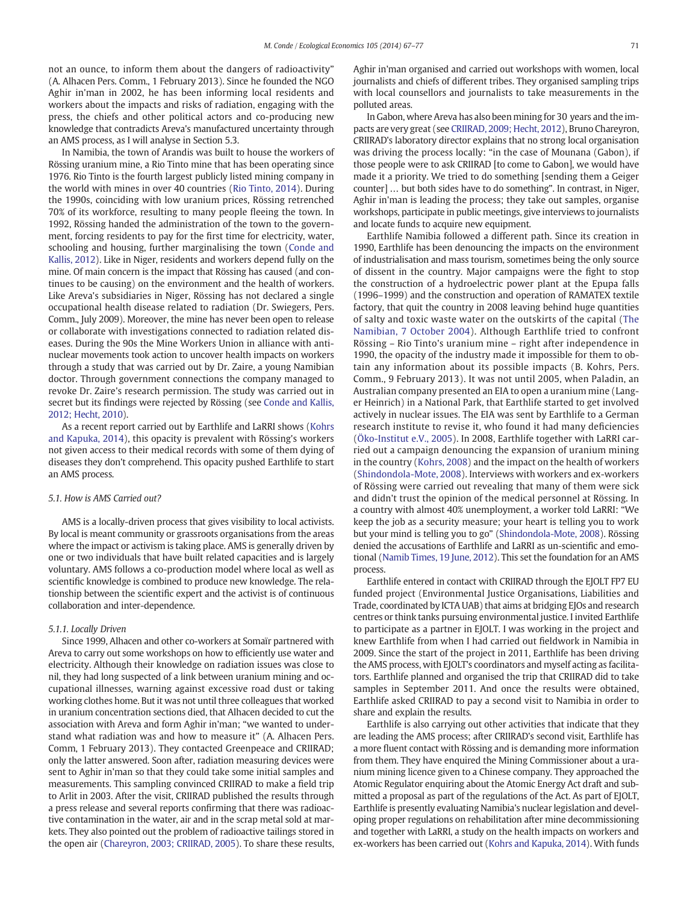not an ounce, to inform them about the dangers of radioactivity" (A. Alhacen Pers. Comm., 1 February 2013). Since he founded the NGO Aghir in'man in 2002, he has been informing local residents and workers about the impacts and risks of radiation, engaging with the press, the chiefs and other political actors and co-producing new knowledge that contradicts Areva's manufactured uncertainty through an AMS process, as I will analyse in Section 5.3.

In Namibia, the town of Arandis was built to house the workers of Rössing uranium mine, a Rio Tinto mine that has been operating since 1976. Rio Tinto is the fourth largest publicly listed mining company in the world with mines in over 40 countries (Rio Tinto, 2014). During the 1990s, coinciding with low uranium prices, Rössing retrenched 70% of its workforce, resulting to many people fleeing the town. In 1992, Rössing handed the administration of the town to the government, forcing residents to pay for the first time for electricity, water, schooling and housing, further marginalising the town (Conde and Kallis, 2012). Like in Niger, residents and workers depend fully on the mine. Of main concern is the impact that Rössing has caused (and continues to be causing) on the environment and the health of workers. Like Areva's subsidiaries in Niger, Rössing has not declared a single occupational health disease related to radiation (Dr. Swiegers, Pers. Comm., July 2009). Moreover, the mine has never been open to release or collaborate with investigations connected to radiation related diseases. During the 90s the Mine Workers Union in alliance with antinuclear movements took action to uncover health impacts on workers through a study that was carried out by Dr. Zaire, a young Namibian doctor. Through government connections the company managed to revoke Dr. Zaire's research permission. The study was carried out in secret but its findings were rejected by Rössing (see Conde and Kallis, 2012; Hecht, 2010).

As a recent report carried out by Earthlife and LaRRI shows (Kohrs and Kapuka, 2014), this opacity is prevalent with Rössing's workers not given access to their medical records with some of them dying of diseases they don't comprehend. This opacity pushed Earthlife to start an AMS process.

### 5.1. How is AMS Carried out?

AMS is a locally-driven process that gives visibility to local activists. By local is meant community or grassroots organisations from the areas where the impact or activism is taking place. AMS is generally driven by one or two individuals that have built related capacities and is largely voluntary. AMS follows a co-production model where local as well as scientific knowledge is combined to produce new knowledge. The relationship between the scientific expert and the activist is of continuous collaboration and inter-dependence.

#### 5.1.1. Locally Driven

Since 1999, Alhacen and other co-workers at Somaïr partnered with Areva to carry out some workshops on how to efficiently use water and electricity. Although their knowledge on radiation issues was close to nil, they had long suspected of a link between uranium mining and occupational illnesses, warning against excessive road dust or taking working clothes home. But it was not until three colleagues that worked in uranium concentration sections died, that Alhacen decided to cut the association with Areva and form Aghir in'man; "we wanted to understand what radiation was and how to measure it" (A. Alhacen Pers. Comm, 1 February 2013). They contacted Greenpeace and CRIIRAD; only the latter answered. Soon after, radiation measuring devices were sent to Aghir in'man so that they could take some initial samples and measurements. This sampling convinced CRIIRAD to make a field trip to Arlit in 2003. After the visit, CRIIRAD published the results through a press release and several reports confirming that there was radioactive contamination in the water, air and in the scrap metal sold at markets. They also pointed out the problem of radioactive tailings stored in the open air (Chareyron, 2003; CRIIRAD, 2005). To share these results, Aghir in'man organised and carried out workshops with women, local journalists and chiefs of different tribes. They organised sampling trips with local counsellors and journalists to take measurements in the polluted areas.

In Gabon, where Areva has also been mining for 30 years and the impacts are very great (see CRIIRAD, 2009; Hecht, 2012), Bruno Chareyron, CRIIRAD's laboratory director explains that no strong local organisation was driving the process locally: "in the case of Mounana (Gabon), if those people were to ask CRIIRAD [to come to Gabon], we would have made it a priority. We tried to do something [sending them a Geiger counter] … but both sides have to do something". In contrast, in Niger, Aghir in'man is leading the process; they take out samples, organise workshops, participate in public meetings, give interviews to journalists and locate funds to acquire new equipment.

Earthlife Namibia followed a different path. Since its creation in 1990, Earthlife has been denouncing the impacts on the environment of industrialisation and mass tourism, sometimes being the only source of dissent in the country. Major campaigns were the fight to stop the construction of a hydroelectric power plant at the Epupa falls (1996–1999) and the construction and operation of RAMATEX textile factory, that quit the country in 2008 leaving behind huge quantities of salty and toxic waste water on the outskirts of the capital (The Namibian, 7 October 2004). Although Earthlife tried to confront Rössing – Rio Tinto's uranium mine – right after independence in 1990, the opacity of the industry made it impossible for them to obtain any information about its possible impacts (B. Kohrs, Pers. Comm., 9 February 2013). It was not until 2005, when Paladin, an Australian company presented an EIA to open a uranium mine (Langer Heinrich) in a National Park, that Earthlife started to get involved actively in nuclear issues. The EIA was sent by Earthlife to a German research institute to revise it, who found it had many deficiencies (Öko-Institut e.V., 2005). In 2008, Earthlife together with LaRRI carried out a campaign denouncing the expansion of uranium mining in the country (Kohrs, 2008) and the impact on the health of workers (Shindondola-Mote, 2008). Interviews with workers and ex-workers of Rössing were carried out revealing that many of them were sick and didn't trust the opinion of the medical personnel at Rössing. In a country with almost 40% unemployment, a worker told LaRRI: "We keep the job as a security measure; your heart is telling you to work but your mind is telling you to go" (Shindondola-Mote, 2008). Rössing denied the accusations of Earthlife and LaRRI as un-scientific and emotional (Namib Times, 19 June, 2012). This set the foundation for an AMS process.

Earthlife entered in contact with CRIIRAD through the EJOLT FP7 EU funded project (Environmental Justice Organisations, Liabilities and Trade, coordinated by ICTA UAB) that aims at bridging EJOs and research centres or think tanks pursuing environmental justice. I invited Earthlife to participate as a partner in EJOLT. I was working in the project and knew Earthlife from when I had carried out fieldwork in Namibia in 2009. Since the start of the project in 2011, Earthlife has been driving the AMS process, with EJOLT's coordinators and myself acting as facilitators. Earthlife planned and organised the trip that CRIIRAD did to take samples in September 2011. And once the results were obtained, Earthlife asked CRIIRAD to pay a second visit to Namibia in order to share and explain the results.

Earthlife is also carrying out other activities that indicate that they are leading the AMS process; after CRIIRAD's second visit, Earthlife has a more fluent contact with Rössing and is demanding more information from them. They have enquired the Mining Commissioner about a uranium mining licence given to a Chinese company. They approached the Atomic Regulator enquiring about the Atomic Energy Act draft and submitted a proposal as part of the regulations of the Act. As part of EJOLT, Earthlife is presently evaluating Namibia's nuclear legislation and developing proper regulations on rehabilitation after mine decommissioning and together with LaRRI, a study on the health impacts on workers and ex-workers has been carried out (Kohrs and Kapuka, 2014). With funds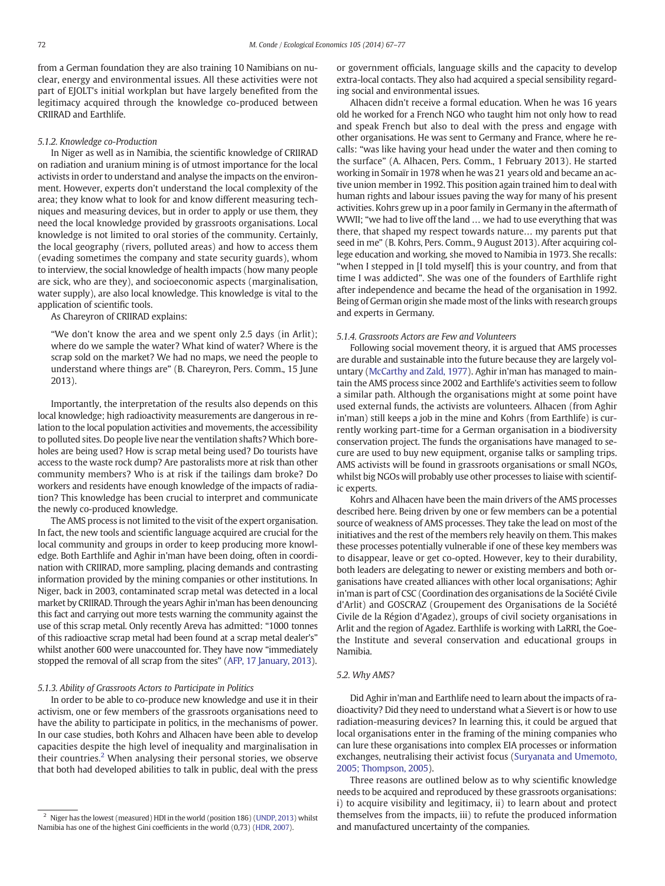from a German foundation they are also training 10 Namibians on nuclear, energy and environmental issues. All these activities were not part of EJOLT's initial workplan but have largely benefited from the legitimacy acquired through the knowledge co-produced between CRIIRAD and Earthlife.

#### 5.1.2. Knowledge co-Production

In Niger as well as in Namibia, the scientific knowledge of CRIIRAD on radiation and uranium mining is of utmost importance for the local activists in order to understand and analyse the impacts on the environment. However, experts don't understand the local complexity of the area; they know what to look for and know different measuring techniques and measuring devices, but in order to apply or use them, they need the local knowledge provided by grassroots organisations. Local knowledge is not limited to oral stories of the community. Certainly, the local geography (rivers, polluted areas) and how to access them (evading sometimes the company and state security guards), whom to interview, the social knowledge of health impacts (how many people are sick, who are they), and socioeconomic aspects (marginalisation, water supply), are also local knowledge. This knowledge is vital to the application of scientific tools.

As Chareyron of CRIIRAD explains:

> "We don't know the area and we spent only 2.5 days (in Arlit); where do we sample the water? What kind of water? Where is the scrap sold on the market? We had no maps, we need the people to understand where things are" (B. Chareyron, Pers. Comm., 15 June 2013).

Importantly, the interpretation of the results also depends on this local knowledge; high radioactivity measurements are dangerous in relation to the local population activities and movements, the accessibility to polluted sites. Do people live near the ventilation shafts? Which boreholes are being used? How is scrap metal being used? Do tourists have access to the waste rock dump? Are pastoralists more at risk than other community members? Who is at risk if the tailings dam broke? Do workers and residents have enough knowledge of the impacts of radiation? This knowledge has been crucial to interpret and communicate the newly co-produced knowledge.

The AMS process is not limited to the visit of the expert organisation. In fact, the new tools and scientific language acquired are crucial for the local community and groups in order to keep producing more knowledge. Both Earthlife and Aghir in'man have been doing, often in coordination with CRIIRAD, more sampling, placing demands and contrasting information provided by the mining companies or other institutions. In Niger, back in 2003, contaminated scrap metal was detected in a local market by CRIIRAD. Through the years Aghir in'man has been denouncing this fact and carrying out more tests warning the community against the use of this scrap metal. Only recently Areva has admitted: "1000 tonnes of this radioactive scrap metal had been found at a scrap metal dealer's" whilst another 600 were unaccounted for. They have now "immediately stopped the removal of all scrap from the sites" (AFP, 17 January, 2013).

#### 5.1.3. Ability of Grassroots Actors to Participate in Politics

In order to be able to co-produce new knowledge and use it in their activism, one or few members of the grassroots organisations need to have the ability to participate in politics, in the mechanisms of power. In our case studies, both Kohrs and Alhacen have been able to develop capacities despite the high level of inequality and marginalisation in their countries.[2] When analysing their personal stories, we observe that both had developed abilities to talk in public, deal with the press or government officials, language skills and the capacity to develop extra-local contacts. They also had acquired a special sensibility regarding social and environmental issues.

Alhacen didn't receive a formal education. When he was 16 years old he worked for a French NGO who taught him not only how to read and speak French but also to deal with the press and engage with other organisations. He was sent to Germany and France, where he recalls: "was like having your head under the water and then coming to the surface" (A. Alhacen, Pers. Comm., 1 February 2013). He started working in Somaïr in 1978 when he was 21 years old and became an active union member in 1992. This position again trained him to deal with human rights and labour issues paving the way for many of his present activities. Kohrs grew up in a poor family in Germany in the aftermath of WWII; "we had to live off the land … we had to use everything that was there, that shaped my respect towards nature… my parents put that seed in me" (B. Kohrs, Pers. Comm., 9 August 2013). After acquiring college education and working, she moved to Namibia in 1973. She recalls: "when I stepped in [I told myself] this is your country, and from that time I was addicted". She was one of the founders of Earthlife right after independence and became the head of the organisation in 1992. Being of German origin she made most of the links with research groups and experts in Germany.

#### 5.1.4. Grassroots Actors are Few and Volunteers

Following social movement theory, it is argued that AMS processes are durable and sustainable into the future because they are largely voluntary (McCarthy and Zald, 1977). Aghir in'man has managed to maintain the AMS process since 2002 and Earthlife's activities seem to follow a similar path. Although the organisations might at some point have used external funds, the activists are volunteers. Alhacen (from Aghir in'man) still keeps a job in the mine and Kohrs (from Earthlife) is currently working part-time for a German organisation in a biodiversity conservation project. The funds the organisations have managed to secure are used to buy new equipment, organise talks or sampling trips. AMS activists will be found in grassroots organisations or small NGOs, whilst big NGOs will probably use other processes to liaise with scientific experts.

Kohrs and Alhacen have been the main drivers of the AMS processes described here. Being driven by one or few members can be a potential source of weakness of AMS processes. They take the lead on most of the initiatives and the rest of the members rely heavily on them. This makes these processes potentially vulnerable if one of these key members was to disappear, leave or get co-opted. However, key to their durability, both leaders are delegating to newer or existing members and both organisations have created alliances with other local organisations; Aghir in'man is part of CSC (Coordination des organisations de la Société Civile d'Arlit) and GOSCRAZ (Groupement des Organisations de la Société Civile de la Région d'Agadez), groups of civil society organisations in Arlit and the region of Agadez. Earthlife is working with LaRRI, the Goethe Institute and several conservation and educational groups in Namibia.

### 5.2. Why AMS?

Did Aghir in'man and Earthlife need to learn about the impacts of radioactivity? Did they need to understand what a Sievert is or how to use radiation-measuring devices? In learning this, it could be argued that local organisations enter in the framing of the mining companies who can lure these organisations into complex EIA processes or information exchanges, neutralising their activist focus (Suryanata and Umemoto, 2005; Thompson, 2005).

Three reasons are outlined below as to why scientific knowledge needs to be acquired and reproduced by these grassroots organisations: i) to acquire visibility and legitimacy, ii) to learn about and protect themselves from the impacts, iii) to refute the produced information and manufactured uncertainty of the companies.

---

[2] Niger has the lowest (measured) HDI in the world (position 186) (UNDP, 2013) whilst Namibia has one of the highest Gini coefficients in the world (0,73) (HDR, 2007).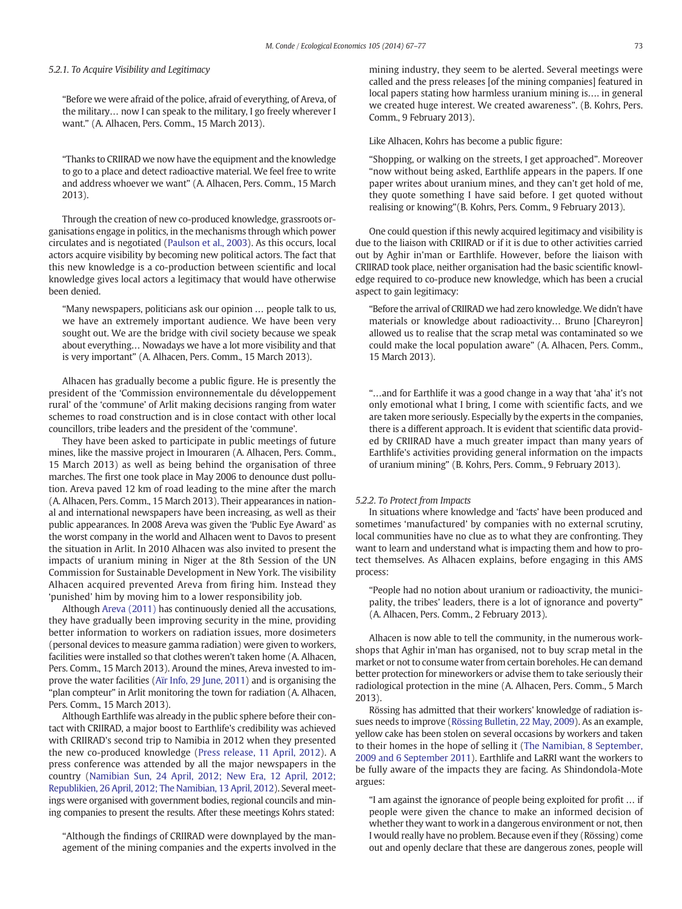### 5.2.1. To Acquire Visibility and Legitimacy

> "Before we were afraid of the police, afraid of everything, of Areva, of the military… now I can speak to the military, I go freely wherever I want." (A. Alhacen, Pers. Comm., 15 March 2013).

> "Thanks to CRIIRAD we now have the equipment and the knowledge to go to a place and detect radioactive material. We feel free to write and address whoever we want" (A. Alhacen, Pers. Comm., 15 March 2013).

Through the creation of new co-produced knowledge, grassroots organisations engage in politics, in the mechanisms through which power circulates and is negotiated (Paulson et al., 2003). As this occurs, local actors acquire visibility by becoming new political actors. The fact that this new knowledge is a co-production between scientific and local knowledge gives local actors a legitimacy that would have otherwise been denied.

> "Many newspapers, politicians ask our opinion … people talk to us, we have an extremely important audience. We have been very sought out. We are the bridge with civil society because we speak about everything… Nowadays we have a lot more visibility and that is very important" (A. Alhacen, Pers. Comm., 15 March 2013).

Alhacen has gradually become a public figure. He is presently the president of the 'Commission environnementale du développement rural' of the 'commune' of Arlit making decisions ranging from water schemes to road construction and is in close contact with other local councillors, tribe leaders and the president of the 'commune'.

They have been asked to participate in public meetings of future mines, like the massive project in Imouraren (A. Alhacen, Pers. Comm., 15 March 2013) as well as being behind the organisation of three marches. The first one took place in May 2006 to denounce dust pollution. Areva paved 12 km of road leading to the mine after the march (A. Alhacen, Pers. Comm., 15 March 2013). Their appearances in national and international newspapers have been increasing, as well as their public appearances. In 2008 Areva was given the 'Public Eye Award' as the worst company in the world and Alhacen went to Davos to present the situation in Arlit. In 2010 Alhacen was also invited to present the impacts of uranium mining in Niger at the 8th Session of the UN Commission for Sustainable Development in New York. The visibility Alhacen acquired prevented Areva from firing him. Instead they 'punished' him by moving him to a lower responsibility job.

Although Areva (2011) has continuously denied all the accusations, they have gradually been improving security in the mine, providing better information to workers on radiation issues, more dosimeters (personal devices to measure gamma radiation) were given to workers, facilities were installed so that clothes weren't taken home (A. Alhacen, Pers. Comm., 15 March 2013). Around the mines, Areva invested to improve the water facilities (Aïr Info, 29 June, 2011) and is organising the "plan compteur" in Arlit monitoring the town for radiation (A. Alhacen, Pers. Comm., 15 March 2013).

Although Earthlife was already in the public sphere before their contact with CRIIRAD, a major boost to Earthlife's credibility was achieved with CRIIRAD's second trip to Namibia in 2012 when they presented the new co-produced knowledge (Press release, 11 April, 2012). A press conference was attended by all the major newspapers in the country (Namibian Sun, 24 April, 2012; New Era, 12 April, 2012; Republikien, 26 April, 2012; The Namibian, 13 April, 2012). Several meetings were organised with government bodies, regional councils and mining companies to present the results. After these meetings Kohrs stated:

> "Although the findings of CRIIRAD were downplayed by the management of the mining companies and the experts involved in the mining industry, they seem to be alerted. Several meetings were called and the press releases [of the mining companies] featured in local papers stating how harmless uranium mining is…. in general we created huge interest. We created awareness". (B. Kohrs, Pers. Comm., 9 February 2013).

Like Alhacen, Kohrs has become a public figure:

> "Shopping, or walking on the streets, I get approached". Moreover "now without being asked, Earthlife appears in the papers. If one paper writes about uranium mines, and they can't get hold of me, they quote something I have said before. I get quoted without realising or knowing"(B. Kohrs, Pers. Comm., 9 February 2013).

One could question if this newly acquired legitimacy and visibility is due to the liaison with CRIIRAD or if it is due to other activities carried out by Aghir in'man or Earthlife. However, before the liaison with CRIIRAD took place, neither organisation had the basic scientific knowledge required to co-produce new knowledge, which has been a crucial aspect to gain legitimacy:

> "Before the arrival of CRIIRAD we had zero knowledge. We didn't have materials or knowledge about radioactivity… Bruno [Chareyron] allowed us to realise that the scrap metal was contaminated so we could make the local population aware" (A. Alhacen, Pers. Comm., 15 March 2013).

> "…and for Earthlife it was a good change in a way that 'aha' it's not only emotional what I bring, I come with scientific facts, and we are taken more seriously. Especially by the experts in the companies, there is a different approach. It is evident that scientific data provided by CRIIRAD have a much greater impact than many years of Earthlife's activities providing general information on the impacts of uranium mining" (B. Kohrs, Pers. Comm., 9 February 2013).

### 5.2.2. To Protect from Impacts

In situations where knowledge and 'facts' have been produced and sometimes 'manufactured' by companies with no external scrutiny, local communities have no clue as to what they are confronting. They want to learn and understand what is impacting them and how to protect themselves. As Alhacen explains, before engaging in this AMS process:

> "People had no notion about uranium or radioactivity, the municipality, the tribes' leaders, there is a lot of ignorance and poverty" (A. Alhacen, Pers. Comm., 2 February 2013).

Alhacen is now able to tell the community, in the numerous workshops that Aghir in'man has organised, not to buy scrap metal in the market or not to consume water from certain boreholes. He can demand better protection for mineworkers or advise them to take seriously their radiological protection in the mine (A. Alhacen, Pers. Comm., 5 March 2013).

Rössing has admitted that their workers' knowledge of radiation issues needs to improve (Rössing Bulletin, 22 May, 2009). As an example, yellow cake has been stolen on several occasions by workers and taken to their homes in the hope of selling it (The Namibian, 8 September, 2009 and 6 September 2011). Earthlife and LaRRI want the workers to be fully aware of the impacts they are facing. As Shindondola-Mote argues:

> "I am against the ignorance of people being exploited for profit … if people were given the chance to make an informed decision of whether they want to work in a dangerous environment or not, then I would really have no problem. Because even if they (Rössing) come out and openly declare that these are dangerous zones, people will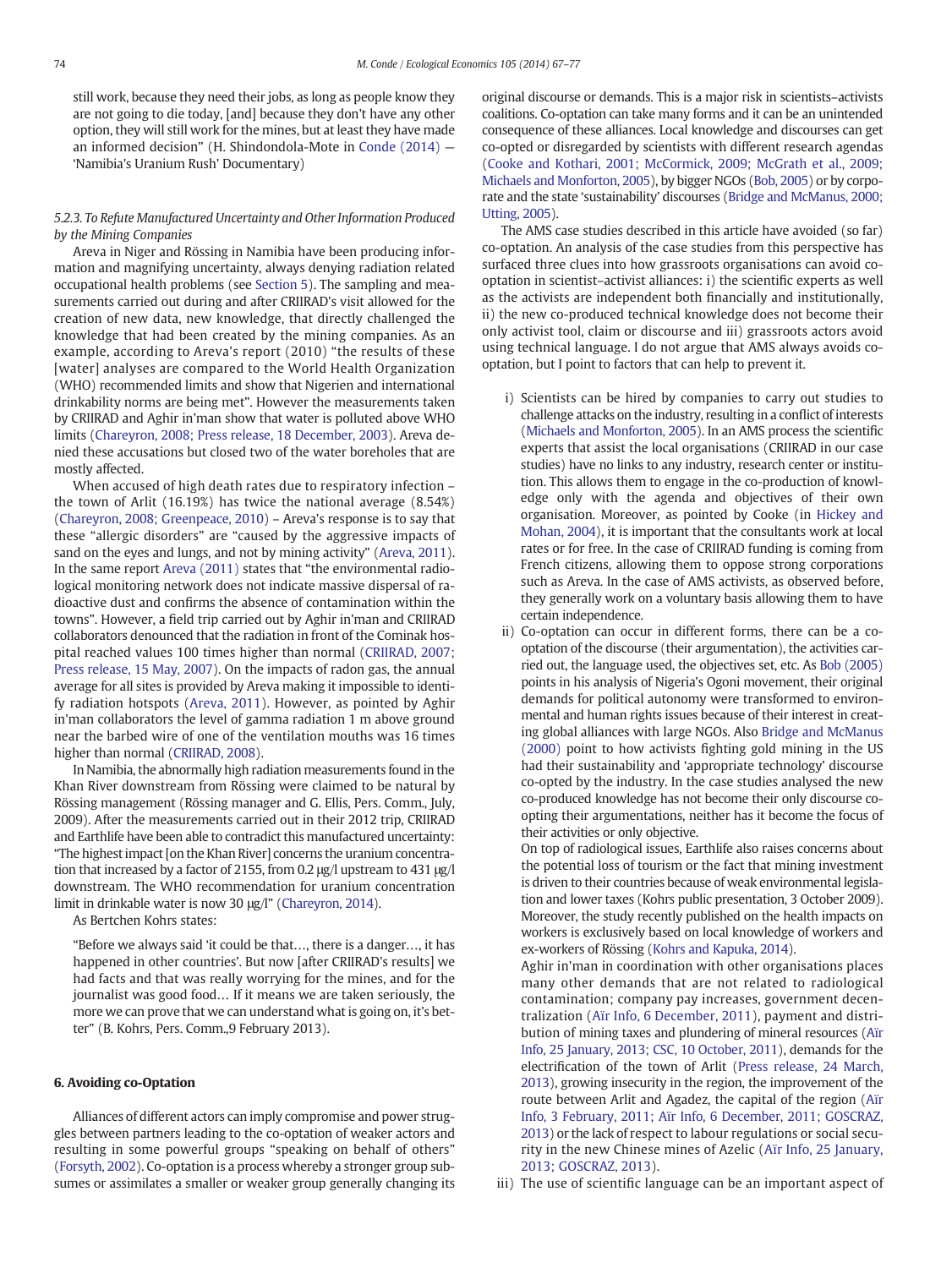still work, because they need their jobs, as long as people know they are not going to die today, [and] because they don't have any other option, they will still work for the mines, but at least they have made an informed decision" (H. Shindondola-Mote in Conde (2014) — 'Namibia's Uranium Rush' Documentary)

#### 5.2.3. To Refute Manufactured Uncertainty and Other Information Produced by the Mining Companies

Areva in Niger and Rössing in Namibia have been producing information and magnifying uncertainty, always denying radiation related occupational health problems (see Section 5). The sampling and measurements carried out during and after CRIIRAD's visit allowed for the creation of new data, new knowledge, that directly challenged the knowledge that had been created by the mining companies. As an example, according to Areva's report (2010) "the results of these [water] analyses are compared to the World Health Organization (WHO) recommended limits and show that Nigerien and international drinkability norms are being met". However the measurements taken by CRIIRAD and Aghir in'man show that water is polluted above WHO limits (Chareyron, 2008; Press release, 18 December, 2003). Areva denied these accusations but closed two of the water boreholes that are mostly affected.

When accused of high death rates due to respiratory infection – the town of Arlit (16.19%) has twice the national average (8.54%) (Chareyron, 2008; Greenpeace, 2010) – Areva's response is to say that these "allergic disorders" are "caused by the aggressive impacts of sand on the eyes and lungs, and not by mining activity" (Areva, 2011). In the same report Areva (2011) states that "the environmental radiological monitoring network does not indicate massive dispersal of radioactive dust and confirms the absence of contamination within the towns". However, a field trip carried out by Aghir in'man and CRIIRAD collaborators denounced that the radiation in front of the Cominak hospital reached values 100 times higher than normal (CRIIRAD, 2007; Press release, 15 May, 2007). On the impacts of radon gas, the annual average for all sites is provided by Areva making it impossible to identify radiation hotspots (Areva, 2011). However, as pointed by Aghir in'man collaborators the level of gamma radiation 1 m above ground near the barbed wire of one of the ventilation mouths was 16 times higher than normal (CRIIRAD, 2008).

In Namibia, the abnormally high radiation measurements found in the Khan River downstream from Rössing were claimed to be natural by Rössing management (Rössing manager and G. Ellis, Pers. Comm., July, 2009). After the measurements carried out in their 2012 trip, CRIIRAD and Earthlife have been able to contradict this manufactured uncertainty: "The highest impact [on the Khan River] concerns the uranium concentration that increased by a factor of 2155, from 0.2 μg/l upstream to 431 μg/l downstream. The WHO recommendation for uranium concentration limit in drinkable water is now 30 μg/l" (Chareyron, 2014).

As Bertchen Kohrs states:

"Before we always said 'it could be that…, there is a danger…, it has happened in other countries'. But now [after CRIIRAD's results] we had facts and that was really worrying for the mines, and for the journalist was good food… If it means we are taken seriously, the more we can prove that we can understand what is going on, it's better" (B. Kohrs, Pers. Comm.,9 February 2013).

## 6. Avoiding co-Optation

Alliances of different actors can imply compromise and power struggles between partners leading to the co-optation of weaker actors and resulting in some powerful groups "speaking on behalf of others" (Forsyth, 2002). Co-optation is a process whereby a stronger group subsumes or assimilates a smaller or weaker group generally changing its original discourse or demands. This is a major risk in scientists–activists coalitions. Co-optation can take many forms and it can be an unintended consequence of these alliances. Local knowledge and discourses can get co-opted or disregarded by scientists with different research agendas (Cooke and Kothari, 2001; McCormick, 2009; McGrath et al., 2009; Michaels and Monforton, 2005), by bigger NGOs (Bob, 2005) or by corporate and the state 'sustainability' discourses (Bridge and McManus, 2000; Utting, 2005).

The AMS case studies described in this article have avoided (so far) co-optation. An analysis of the case studies from this perspective has surfaced three clues into how grassroots organisations can avoid co-optation in scientist–activist alliances: i) the scientific experts as well as the activists are independent both financially and institutionally, ii) the new co-produced technical knowledge does not become their only activist tool, claim or discourse and iii) grassroots actors avoid using technical language. I do not argue that AMS always avoids co-optation, but I point to factors that can help to prevent it.

i) Scientists can be hired by companies to carry out studies to challenge attacks on the industry, resulting in a conflict of interests (Michaels and Monforton, 2005). In an AMS process the scientific experts that assist the local organisations (CRIIRAD in our case studies) have no links to any industry, research center or institution. This allows them to engage in the co-production of knowledge only with the agenda and objectives of their own organisation. Moreover, as pointed by Cooke (in Hickey and Mohan, 2004), it is important that the consultants work at local rates or for free. In the case of CRIIRAD funding is coming from French citizens, allowing them to oppose strong corporations such as Areva. In the case of AMS activists, as observed before, they generally work on a voluntary basis allowing them to have certain independence.

ii) Co-optation can occur in different forms, there can be a co-optation of the discourse (their argumentation), the activities carried out, the language used, the objectives set, etc. As Bob (2005) points in his analysis of Nigeria's Ogoni movement, their original demands for political autonomy were transformed to environmental and human rights issues because of their interest in creating global alliances with large NGOs. Also Bridge and McManus (2000) point to how activists fighting gold mining in the US had their sustainability and 'appropriate technology' discourse co-opted by the industry. In the case studies analysed the new co-produced knowledge has not become their only discourse co-opting their argumentations, neither has it become the focus of their activities or only objective.

   On top of radiological issues, Earthlife also raises concerns about the potential loss of tourism or the fact that mining investment is driven to their countries because of weak environmental legislation and lower taxes (Kohrs public presentation, 3 October 2009). Moreover, the study recently published on the health impacts on workers is exclusively based on local knowledge of workers and ex-workers of Rössing (Kohrs and Kapuka, 2014).

   Aghir in'man in coordination with other organisations places many other demands that are not related to radiological contamination; company pay increases, government decentralization (Aïr Info, 6 December, 2011), payment and distribution of mining taxes and plundering of mineral resources (Aïr Info, 25 January, 2013; CSC, 10 October, 2011), demands for the electrification of the town of Arlit (Press release, 24 March, 2013), growing insecurity in the region, the improvement of the route between Arlit and Agadez, the capital of the region (Aïr Info, 3 February, 2011; Aïr Info, 6 December, 2011; GOSCRAZ, 2013) or the lack of respect to labour regulations or social security in the new Chinese mines of Azelic (Aïr Info, 25 January, 2013; GOSCRAZ, 2013).

iii) The use of scientific language can be an important aspect of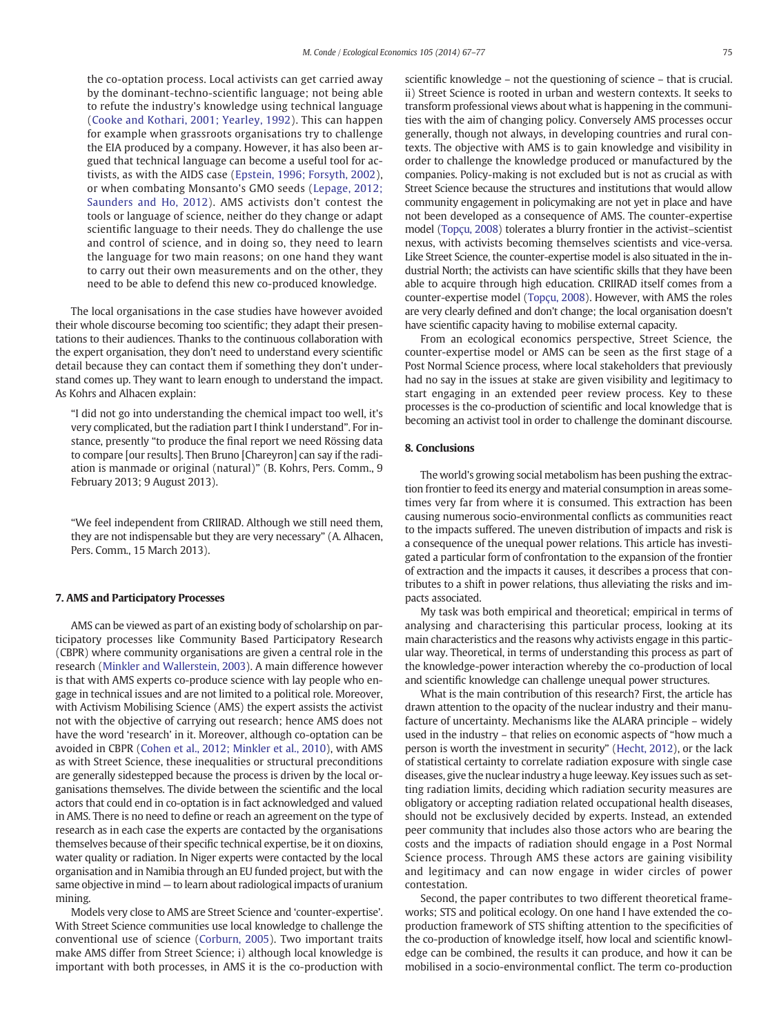the co-optation process. Local activists can get carried away by the dominant-techno-scientific language; not being able to refute the industry's knowledge using technical language (Cooke and Kothari, 2001; Yearley, 1992). This can happen for example when grassroots organisations try to challenge the EIA produced by a company. However, it has also been argued that technical language can become a useful tool for activists, as with the AIDS case (Epstein, 1996; Forsyth, 2002), or when combating Monsanto's GMO seeds (Lepage, 2012; Saunders and Ho, 2012). AMS activists don't contest the tools or language of science, neither do they change or adapt scientific language to their needs. They do challenge the use and control of science, and in doing so, they need to learn the language for two main reasons; on one hand they want to carry out their own measurements and on the other, they need to be able to defend this new co-produced knowledge.

The local organisations in the case studies have however avoided their whole discourse becoming too scientific; they adapt their presentations to their audiences. Thanks to the continuous collaboration with the expert organisation, they don't need to understand every scientific detail because they can contact them if something they don't understand comes up. They want to learn enough to understand the impact. As Kohrs and Alhacen explain:

> "I did not go into understanding the chemical impact too well, it's very complicated, but the radiation part I think I understand". For instance, presently "to produce the final report we need Rössing data to compare [our results]. Then Bruno [Chareyron] can say if the radiation is manmade or original (natural)" (B. Kohrs, Pers. Comm., 9 February 2013; 9 August 2013).

> "We feel independent from CRIIRAD. Although we still need them, they are not indispensable but they are very necessary" (A. Alhacen, Pers. Comm., 15 March 2013).

## 7. AMS and Participatory Processes

AMS can be viewed as part of an existing body of scholarship on participatory processes like Community Based Participatory Research (CBPR) where community organisations are given a central role in the research (Minkler and Wallerstein, 2003). A main difference however is that with AMS experts co-produce science with lay people who engage in technical issues and are not limited to a political role. Moreover, with Activism Mobilising Science (AMS) the expert assists the activist not with the objective of carrying out research; hence AMS does not have the word 'research' in it. Moreover, although co-optation can be avoided in CBPR (Cohen et al., 2012; Minkler et al., 2010), with AMS as with Street Science, these inequalities or structural preconditions are generally sidestepped because the process is driven by the local organisations themselves. The divide between the scientific and the local actors that could end in co-optation is in fact acknowledged and valued in AMS. There is no need to define or reach an agreement on the type of research as in each case the experts are contacted by the organisations themselves because of their specific technical expertise, be it on dioxins, water quality or radiation. In Niger experts were contacted by the local organisation and in Namibia through an EU funded project, but with the same objective in mind — to learn about radiological impacts of uranium mining.

Models very close to AMS are Street Science and 'counter-expertise'. With Street Science communities use local knowledge to challenge the conventional use of science (Corburn, 2005). Two important traits make AMS differ from Street Science; i) although local knowledge is important with both processes, in AMS it is the co-production with scientific knowledge – not the questioning of science – that is crucial. ii) Street Science is rooted in urban and western contexts. It seeks to transform professional views about what is happening in the communities with the aim of changing policy. Conversely AMS processes occur generally, though not always, in developing countries and rural contexts. The objective with AMS is to gain knowledge and visibility in order to challenge the knowledge produced or manufactured by the companies. Policy-making is not excluded but is not as crucial as with Street Science because the structures and institutions that would allow community engagement in policymaking are not yet in place and have not been developed as a consequence of AMS. The counter-expertise model (Topçu, 2008) tolerates a blurry frontier in the activist–scientist nexus, with activists becoming themselves scientists and vice-versa. Like Street Science, the counter-expertise model is also situated in the industrial North; the activists can have scientific skills that they have been able to acquire through high education. CRIIRAD itself comes from a counter-expertise model (Topçu, 2008). However, with AMS the roles are very clearly defined and don't change; the local organisation doesn't have scientific capacity having to mobilise external capacity.

From an ecological economics perspective, Street Science, the counter-expertise model or AMS can be seen as the first stage of a Post Normal Science process, where local stakeholders that previously had no say in the issues at stake are given visibility and legitimacy to start engaging in an extended peer review process. Key to these processes is the co-production of scientific and local knowledge that is becoming an activist tool in order to challenge the dominant discourse.

## 8. Conclusions

The world's growing social metabolism has been pushing the extraction frontier to feed its energy and material consumption in areas sometimes very far from where it is consumed. This extraction has been causing numerous socio-environmental conflicts as communities react to the impacts suffered. The uneven distribution of impacts and risk is a consequence of the unequal power relations. This article has investigated a particular form of confrontation to the expansion of the frontier of extraction and the impacts it causes, it describes a process that contributes to a shift in power relations, thus alleviating the risks and impacts associated.

My task was both empirical and theoretical; empirical in terms of analysing and characterising this particular process, looking at its main characteristics and the reasons why activists engage in this particular way. Theoretical, in terms of understanding this process as part of the knowledge-power interaction whereby the co-production of local and scientific knowledge can challenge unequal power structures.

What is the main contribution of this research? First, the article has drawn attention to the opacity of the nuclear industry and their manufacture of uncertainty. Mechanisms like the ALARA principle – widely used in the industry – that relies on economic aspects of "how much a person is worth the investment in security" (Hecht, 2012), or the lack of statistical certainty to correlate radiation exposure with single case diseases, give the nuclear industry a huge leeway. Key issues such as setting radiation limits, deciding which radiation security measures are obligatory or accepting radiation related occupational health diseases, should not be exclusively decided by experts. Instead, an extended peer community that includes also those actors who are bearing the costs and the impacts of radiation should engage in a Post Normal Science process. Through AMS these actors are gaining visibility and legitimacy and can now engage in wider circles of power contestation.

Second, the paper contributes to two different theoretical frameworks; STS and political ecology. On one hand I have extended the co-production framework of STS shifting attention to the specificities of the co-production of knowledge itself, how local and scientific knowledge can be combined, the results it can produce, and how it can be mobilised in a socio-environmental conflict. The term co-production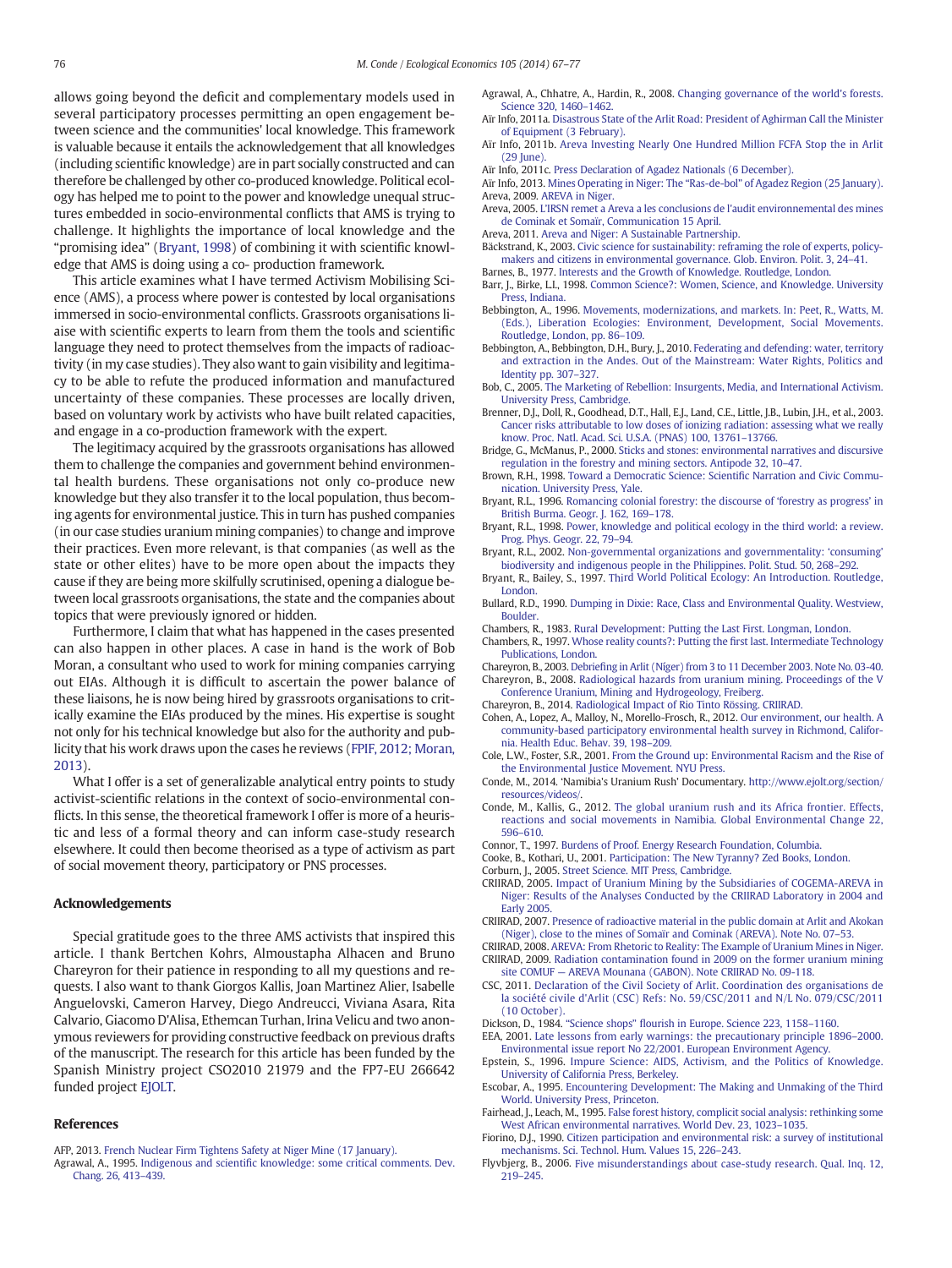allows going beyond the deficit and complementary models used in several participatory processes permitting an open engagement between science and the communities' local knowledge. This framework is valuable because it entails the acknowledgement that all knowledges (including scientific knowledge) are in part socially constructed and can therefore be challenged by other co-produced knowledge. Political ecology has helped me to point to the power and knowledge unequal structures embedded in socio-environmental conflicts that AMS is trying to challenge. It highlights the importance of local knowledge and the "promising idea" (Bryant, 1998) of combining it with scientific knowledge that AMS is doing using a co- production framework.

This article examines what I have termed Activism Mobilising Science (AMS), a process where power is contested by local organisations immersed in socio-environmental conflicts. Grassroots organisations liaise with scientific experts to learn from them the tools and scientific language they need to protect themselves from the impacts of radioactivity (in my case studies). They also want to gain visibility and legitimacy to be able to refute the produced information and manufactured uncertainty of these companies. These processes are locally driven, based on voluntary work by activists who have built related capacities, and engage in a co-production framework with the expert.

The legitimacy acquired by the grassroots organisations has allowed them to challenge the companies and government behind environmental health burdens. These organisations not only co-produce new knowledge but they also transfer it to the local population, thus becoming agents for environmental justice. This in turn has pushed companies (in our case studies uranium mining companies) to change and improve their practices. Even more relevant, is that companies (as well as the state or other elites) have to be more open about the impacts they cause if they are being more skilfully scrutinised, opening a dialogue between local grassroots organisations, the state and the companies about topics that were previously ignored or hidden.

Furthermore, I claim that what has happened in the cases presented can also happen in other places. A case in hand is the work of Bob Moran, a consultant who used to work for mining companies carrying out EIAs. Although it is difficult to ascertain the power balance of these liaisons, he is now being hired by grassroots organisations to critically examine the EIAs produced by the mines. His expertise is sought not only for his technical knowledge but also for the authority and publicity that his work draws upon the cases he reviews (FPIF, 2012; Moran, 2013).

What I offer is a set of generalizable analytical entry points to study activist-scientific relations in the context of socio-environmental conflicts. In this sense, the theoretical framework I offer is more of a heuristic and less of a formal theory and can inform case-study research elsewhere. It could then become theorised as a type of activism as part of social movement theory, participatory or PNS processes.

## Acknowledgements

Special gratitude goes to the three AMS activists that inspired this article. I thank Bertchen Kohrs, Almoustapha Alhacen and Bruno Chareyron for their patience in responding to all my questions and requests. I also want to thank Giorgos Kallis, Joan Martinez Alier, Isabelle Anguelovski, Cameron Harvey, Diego Andreucci, Viviana Asara, Rita Calvario, Giacomo D'Alisa, Ethemcan Turhan, Irina Velicu and two anonymous reviewers for providing constructive feedback on previous drafts of the manuscript. The research for this article has been funded by the Spanish Ministry project CSO2010 21979 and the FP7-EU 266642 funded project EJOLT.

## References

AFP, 2013. French Nuclear Firm Tightens Safety at Niger Mine (17 January).

Agrawal, A., 1995. Indigenous and scientific knowledge: some critical comments. Dev. Chang. 26, 413–439.

Agrawal, A., Chhatre, A., Hardin, R., 2008. Changing governance of the world's forests. Science 320, 1460–1462.

Aïr Info, 2011a. Disastrous State of the Arlit Road: President of Aghirman Call the Minister of Equipment (3 February).

Aïr Info, 2011b. Areva Investing Nearly One Hundred Million FCFA Stop the in Arlit (29 June).

Aïr Info, 2011c. Press Declaration of Agadez Nationals (6 December).

Aïr Info, 2013. Mines Operating in Niger: The "Ras-de-bol" of Agadez Region (25 January).

Areva, 2009. AREVA in Niger.

Areva, 2005. L'IRSN remet a Areva a les conclusions de l'audit environnemental des mines de Cominak et Somaïr, Communication 15 April.

Areva, 2011. Areva and Niger: A Sustainable Partnership.

Bäckstrand, K., 2003. Civic science for sustainability: reframing the role of experts, policy-makers and citizens in environmental governance. Glob. Environ. Polit. 3, 24–41.

Barnes, B., 1977. Interests and the Growth of Knowledge. Routledge, London.

Barr, J., Birke, L.I., 1998. Common Science?: Women, Science, and Knowledge. University Press, Indiana.

Bebbington, A., 1996. Movements, modernizations, and markets. In: Peet, R., Watts, M. (Eds.), Liberation Ecologies: Environment, Development, Social Movements. Routledge, London, pp. 86–109.

Bebbington, A., Bebbington, D.H., Bury, J., 2010. Federating and defending: water, territory and extraction in the Andes. Out of the Mainstream: Water Rights, Politics and Identity pp. 307–327.

Bob, C., 2005. The Marketing of Rebellion: Insurgents, Media, and International Activism. University Press, Cambridge.

Brenner, D.J., Doll, R., Goodhead, D.T., Hall, E.J., Land, C.E., Little, J.B., Lubin, J.H., et al., 2003. Cancer risks attributable to low doses of ionizing radiation: assessing what we really know. Proc. Natl. Acad. Sci. U.S.A. (PNAS) 100, 13761–13766.

Bridge, G., McManus, P., 2000. Sticks and stones: environmental narratives and discursive regulation in the forestry and mining sectors. Antipode 32, 10–47.

Brown, R.H., 1998. Toward a Democratic Science: Scientific Narration and Civic Communication. University Press, Yale.

Bryant, R.L., 1996. Romancing colonial forestry: the discourse of 'forestry as progress' in British Burma. Geogr. J. 162, 169–178.

Bryant, R.L., 1998. Power, knowledge and political ecology in the third world: a review. Prog. Phys. Geogr. 22, 79–94.

Bryant, R.L., 2002. Non-governmental organizations and governmentality: 'consuming' biodiversity and indigenous people in the Philippines. Polit. Stud. 50, 268–292.

Bryant, R., Bailey, S., 1997. Third World Political Ecology: An Introduction. Routledge, London.

Bullard, R.D., 1990. Dumping in Dixie: Race, Class and Environmental Quality. Westview, Boulder.

Chambers, R., 1983. Rural Development: Putting the Last First. Longman, London.

Chambers, R., 1997. Whose reality counts?: Putting the first last. Intermediate Technology Publications, London.

Chareyron, B., 2003. Debriefing in Arlit (Níger) from 3 to 11 December 2003. Note No. 03-40.

Chareyron, B., 2008. Radiological hazards from uranium mining. Proceedings of the V Conference Uranium, Mining and Hydrogeology, Freiberg.

Chareyron, B., 2014. Radiological Impact of Rio Tinto Rössing. CRIIRAD.

Cohen, A., Lopez, A., Malloy, N., Morello-Frosch, R., 2012. Our environment, our health. A community-based participatory environmental health survey in Richmond, California. Health Educ. Behav. 39, 198–209.

Cole, L.W., Foster, S.R., 2001. From the Ground up: Environmental Racism and the Rise of the Environmental Justice Movement. NYU Press.

Conde, M., 2014. 'Namibia's Uranium Rush' Documentary. http://www.ejolt.org/section/resources/videos/.

Conde, M., Kallis, G., 2012. The global uranium rush and its Africa frontier. Effects, reactions and social movements in Namibia. Global Environmental Change 22, 596–610.

Connor, T., 1997. Burdens of Proof. Energy Research Foundation, Columbia.

Cooke, B., Kothari, U., 2001. Participation: The New Tyranny? Zed Books, London.

Corburn, J., 2005. Street Science. MIT Press, Cambridge.

CRIIRAD, 2005. Impact of Uranium Mining by the Subsidiaries of COGEMA-AREVA in Niger: Results of the Analyses Conducted by the CRIIRAD Laboratory in 2004 and Early 2005.

CRIIRAD, 2007. Presence of radioactive material in the public domain at Arlit and Akokan (Niger), close to the mines of Somaïr and Cominak (AREVA). Note No. 07–53.

CRIIRAD, 2008. AREVA: From Rhetoric to Reality: The Example of Uranium Mines in Niger.

CRIIRAD, 2009. Radiation contamination found in 2009 on the former uranium mining site COMUF — AREVA Mounana (GABON). Note CRIIRAD No. 09-118.

CSC, 2011. Declaration of the Civil Society of Arlit. Coordination des organisations de la société civile d'Arlit (CSC) Refs: No. 59/CSC/2011 and N/L No. 079/CSC/2011 (10 October).

Dickson, D., 1984. "Science shops" flourish in Europe. Science 223, 1158–1160.

EEA, 2001. Late lessons from early warnings: the precautionary principle 1896–2000. Environmental issue report No 22/2001. European Environment Agency.

Epstein, S., 1996. Impure Science: AIDS, Activism, and the Politics of Knowledge. University of California Press, Berkeley.

Escobar, A., 1995. Encountering Development: The Making and Unmaking of the Third World. University Press, Princeton.

Fairhead, J., Leach, M., 1995. False forest history, complicit social analysis: rethinking some West African environmental narratives. World Dev. 23, 1023–1035.

Fiorino, D.J., 1990. Citizen participation and environmental risk: a survey of institutional mechanisms. Sci. Technol. Hum. Values 15, 226–243.

Flyvbjerg, B., 2006. Five misunderstandings about case-study research. Qual. Inq. 12, 219–245.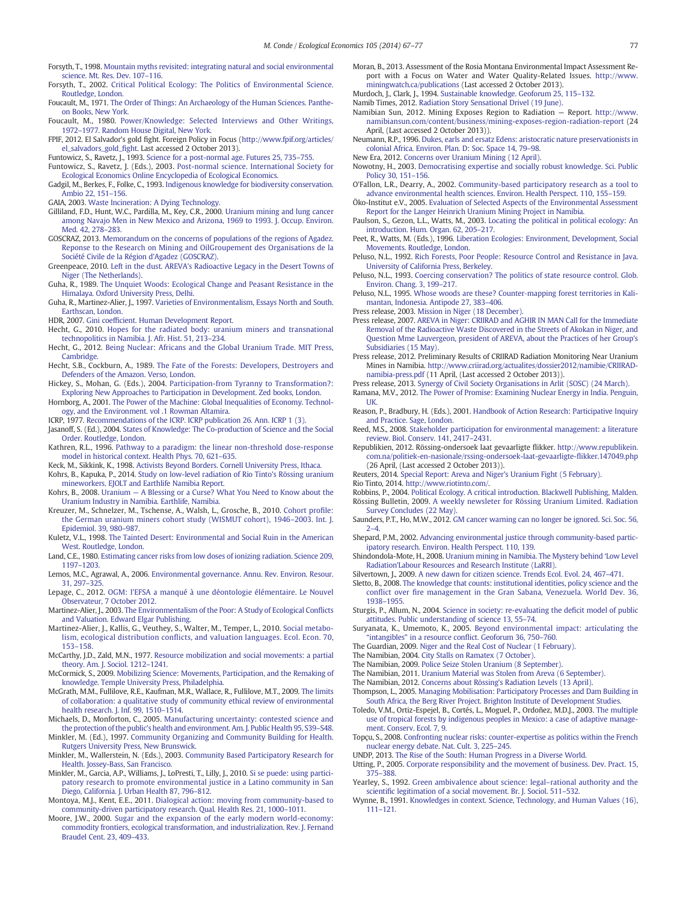Forsyth, T., 1998. Mountain myths revisited: integrating natural and social environmental science. Mt. Res. Dev. 107–116.

Forsyth, T., 2002. Critical Political Ecology: The Politics of Environmental Science. Routledge, London.

Foucault, M., 1971. The Order of Things: An Archaeology of the Human Sciences. Pantheon Books, New York.

Foucault, M., 1980. Power/Knowledge: Selected Interviews and Other Writings, 1972–1977. Random House Digital, New York.

FPIF, 2012. El Salvador's gold fight. Foreign Policy in Focus (http://www.fpif.org/articles/el_salvadors_gold_fight. Last accessed 2 October 2013).

Funtowicz, S., Ravetz, J., 1993. Science for a post-normal age. Futures 25, 735–755.

Funtowicz, S., Ravetz, J. (Eds.), 2003. Post-normal science. International Society for Ecological Economics Online Encyclopedia of Ecological Economics.

Gadgil, M., Berkes, F., Folke, C., 1993. Indigenous knowledge for biodiversity conservation. Ambio 22, 151–156.

GAIA, 2003. Waste Incineration: A Dying Technology.

Gilliland, F.D., Hunt, W.C., Pardilla, M., Key, C.R., 2000. Uranium mining and lung cancer among Navajo Men in New Mexico and Arizona, 1969 to 1993. J. Occup. Environ. Med. 42, 278–283.

GOSCRAZ, 2013. Memorandum on the concerns of populations of the regions of Agadez. Reponse to the Research on Mining and OilGroupement des Organisations de la Société Civile de la Région d'Agadez (GOSCRAZ).

Greenpeace, 2010. Left in the dust. AREVA's Radioactive Legacy in the Desert Towns of Niger (The Netherlands).

Guha, R., 1989. The Unquiet Woods: Ecological Change and Peasant Resistance in the Himalaya. Oxford University Press, Delhi.

Guha, R., Martinez-Alier, J., 1997. Varieties of Environmentalism, Essays North and South. Earthscan, London.

HDR, 2007. Gini coefficient. Human Development Report.

Hecht, G., 2010. Hopes for the radiated body: uranium miners and transnational technopolitics in Namibia. J. Afr. Hist. 51, 213–234.

Hecht, G., 2012. Being Nuclear: Africans and the Global Uranium Trade. MIT Press, Cambridge.

Hecht, S.B., Cockburn, A., 1989. The Fate of the Forests: Developers, Destroyers and Defenders of the Amazon. Verso, London.

Hickey, S., Mohan, G. (Eds.), 2004. Participation-from Tyranny to Transformation?: Exploring New Approaches to Participation in Development. Zed books, London.

Hornborg, A., 2001. The Power of the Machine: Global Inequalities of Economy. Technology, and the Environment. vol .1 Rowman Altamira.

ICRP, 1977. Recommendations of the ICRP. ICRP publication 26. Ann. ICRP 1 (3).

Jasanoff, S. (Ed.), 2004. States of Knowledge: The Co-production of Science and the Social Order. Routledge, London.

Kathren, R.L., 1996. Pathway to a paradigm: the linear non-threshold dose-response model in historical context. Health Phys. 70, 621–635.

Keck, M., Sikkink, K., 1998. Activists Beyond Borders. Cornell University Press, Ithaca.

Kohrs, B., Kapuka, P., 2014. Study on low-level radiation of Rio Tinto's Rössing uranium mineworkers. EJOLT and Earthlife Namibia Report.

Kohrs, B., 2008. Uranium — A Blessing or a Curse? What You Need to Know about the Uranium Industry in Namibia. Earthlife, Namibia.

Kreuzer, M., Schnelzer, M., Tschense, A., Walsh, L., Grosche, B., 2010. Cohort profile: the German uranium miners cohort study (WISMUT cohort), 1946–2003. Int. J. Epidemiol. 39, 980–987.

Kuletz, V.L., 1998. The Tainted Desert: Environmental and Social Ruin in the American West. Routledge, London.

Land, C.E., 1980. Estimating cancer risks from low doses of ionizing radiation. Science 209, 1197–1203.

Lemos, M.C., Agrawal, A., 2006. Environmental governance. Annu. Rev. Environ. Resour. 31, 297–325.

Lepage, C., 2012. OGM: l'EFSA a manqué à une déontologie élémentaire. Le Nouvel Observateur, 7 October 2012.

Martinez-Alier, J., 2003. The Environmentalism of the Poor: A Study of Ecological Conflicts and Valuation. Edward Elgar Publishing.

Martinez-Alier, J., Kallis, G., Veuthey, S., Walter, M., Temper, L., 2010. Social metabolism, ecological distribution conflicts, and valuation languages. Ecol. Econ. 70, 153–158.

McCarthy, J.D., Zald, M.N., 1977. Resource mobilization and social movements: a partial theory. Am. J. Sociol. 1212–1241.

McCormick, S., 2009. Mobilizing Science: Movements, Participation, and the Remaking of knowledge. Temple University Press, Philadelphia.

McGrath, M.M., Fullilove, R.E., Kaufman, M.R., Wallace, R., Fullilove, M.T., 2009. The limits of collaboration: a qualitative study of community ethical review of environmental health research. J. Inf. 99, 1510–1514.

Michaels, D., Monforton, C., 2005. Manufacturing uncertainty: contested science and the protection of the public's health and environment. Am. J. Public Health 95, S39–S48.

Minkler, M. (Ed.), 1997. Community Organizing and Community Building for Health. Rutgers University Press, New Brunswick.

Minkler, M., Wallerstein, N. (Eds.), 2003. Community Based Participatory Research for Health. Jossey-Bass, San Francisco.

Minkler, M., Garcia, A.P., Williams, J., LoPresti, T., Lilly, J., 2010. Si se puede: using participatory research to promote environmental justice in a Latino community in San Diego, California. J. Urban Health 87, 796–812.

Montoya, M.J., Kent, E.E., 2011. Dialogical action: moving from community-based to community-driven participatory research. Qual. Health Res. 21, 1000–1011.

Moore, J.W., 2000. Sugar and the expansion of the early modern world-economy: commodity frontiers, ecological transformation, and industrialization. Rev. J. Fernand Braudel Cent. 23, 409–433.

Moran, B., 2013. Assessment of the Rosia Montana Environmental Impact Assessment Report with a Focus on Water and Water Quality-Related Issues. http://www.miningwatch.ca/publications (Last accessed 2 October 2013).

Murdoch, J., Clark, J., 1994. Sustainable knowledge. Geoforum 25, 115–132.

Namib Times, 2012. Radiation Story Sensational Drivel (19 June).

Namibian Sun, 2012. Mining Exposes Region to Radiation — Report. http://www.namibiansun.com/content/business/mining-exposes-region-radiation-report (24 April, (Last accessed 2 October 2013)).

Neumann, R.P., 1996. Dukes, earls and ersatz Edens: aristocratic nature preservationists in colonial Africa. Environ. Plan. D: Soc. Space 14, 79–98.

New Era, 2012. Concerns over Uranium Mining (12 April).

Nowotny, H., 2003. Democratising expertise and socially robust knowledge. Sci. Public Policy 30, 151–156.

O'Fallon, L.R., Dearry, A., 2002. Community-based participatory research as a tool to advance environmental health sciences. Environ. Health Perspect. 110, 155–159.

Öko-Institut e.V., 2005. Evaluation of Selected Aspects of the Environmental Assessment Report for the Langer Heinrich Uranium Mining Project in Namibia.

Paulson, S., Gezon, L.L., Watts, M., 2003. Locating the political in political ecology: An introduction. Hum. Organ. 62, 205–217.

Peet, R., Watts, M. (Eds.), 1996. Liberation Ecologies: Environment, Development, Social Movements. Routledge, London.

Peluso, N.L., 1992. Rich Forests, Poor People: Resource Control and Resistance in Java. University of California Press, Berkeley.

Peluso, N.L., 1993. Coercing conservation? The politics of state resource control. Glob. Environ. Chang. 3, 199–217.

Peluso, N.L., 1995. Whose woods are these? Counter-mapping forest territories in Kalimantan, Indonesia. Antipode 27, 383–406.

Press release, 2003. Mission in Niger (18 December).

Press release, 2007. AREVA in Niger: CRIIRAD and AGHIR IN MAN Call for the Immediate Removal of the Radioactive Waste Discovered in the Streets of Akokan in Niger, and Question Mme Lauvergeon, president of AREVA, about the Practices of her Group's Subsidiaries (15 May).

Press release, 2012. Preliminary Results of CRIIRAD Radiation Monitoring Near Uranium Mines in Namibia. http://www.criirad.org/actualites/dossier2012/namibie/CRIIRAD-namibia-press.pdf (11 April, (Last accessed 2 October 2013)).

Press release, 2013. Synergy of Civil Society Organisations in Arlit (SOSC) (24 March).

Ramana, M.V., 2012. The Power of Promise: Examining Nuclear Energy in India. Penguin, UK.

Reason, P., Bradbury, H. (Eds.), 2001. Handbook of Action Research: Participative Inquiry and Practice. Sage, London.

Reed, M.S., 2008. Stakeholder participation for environmental management: a literature review. Biol. Conserv. 141, 2417–2431.

Republikien, 2012. Rössing-ondersoek laat gevaarligte flikker. http://www.republikein.com.na/politiek-en-nasionale/rssing-ondersoek-laat-gevaarligte-flikker.147049.php (26 April, (Last accessed 2 October 2013)).

Reuters, 2014. Special Report: Areva and Niger's Uranium Fight (5 February).

Rio Tinto, 2014. http://www.riotinto.com/.

Robbins, P., 2004. Political Ecology. A critical introduction. Blackwell Publishing, Malden.

Rössing Bulletin, 2009. A weekly newsletter for Rössing Uranium Limited. Radiation Survey Concludes (22 May).

Saunders, P.T., Ho, M.W., 2012. GM cancer warning can no longer be ignored. Sci. Soc. 56, 2–4.

Shepard, P.M., 2002. Advancing environmental justice through community-based participatory research. Environ. Health Perspect. 110, 139.

Shindondola-Mote, H., 2008. Uranium mining in Namibia. The Mystery behind 'Low Level Radiation'Labour Resources and Research Institute (LaRRI).

Silvertown, J., 2009. A new dawn for citizen science. Trends Ecol. Evol. 24, 467–471.

Sletto, B., 2008. The knowledge that counts: institutional identities, policy science and the conflict over fire management in the Gran Sabana, Venezuela. World Dev. 36, 1938–1955.

Sturgis, P., Allum, N., 2004. Science in society: re-evaluating the deficit model of public attitudes. Public understanding of science 13, 55–74.

Suryanata, K., Umemoto, K., 2005. Beyond environmental impact: articulating the "intangibles" in a resource conflict. Geoforum 36, 750–760.

The Guardian, 2009. Niger and the Real Cost of Nuclear (1 February).

The Namibian, 2004. City Stalls on Ramatex (7 October).

The Namibian, 2009. Police Seize Stolen Uranium (8 September).

The Namibian, 2011. Uranium Material was Stolen from Areva (6 September).

The Namibian, 2012. Concerns about Rössing's Radiation Levels (13 April).

Thompson, L., 2005. Managing Mobilisation: Participatory Processes and Dam Building in South Africa, the Berg River Project. Brighton Institute of Development Studies.

Toledo, V.M., Ortiz-Espejel, B., Cortés, L., Moguel, P., Ordoñez, M.D.J., 2003. The multiple use of tropical forests by indigenous peoples in Mexico: a case of adaptive management. Conserv. Ecol. 7, 9.

Topçu, S., 2008. Confronting nuclear risks: counter-expertise as politics within the French nuclear energy debate. Nat. Cult. 3, 225–245.

UNDP, 2013. The Rise of the South: Human Progress in a Diverse World.

Utting, P., 2005. Corporate responsibility and the movement of business. Dev. Pract. 15, 375–388.

Yearley, S., 1992. Green ambivalence about science: legal–rational authority and the scientific legitimation of a social movement. Br. J. Sociol. 511–532.

Wynne, B., 1991. Knowledges in context. Science, Technology, and Human Values (16), 111–121.